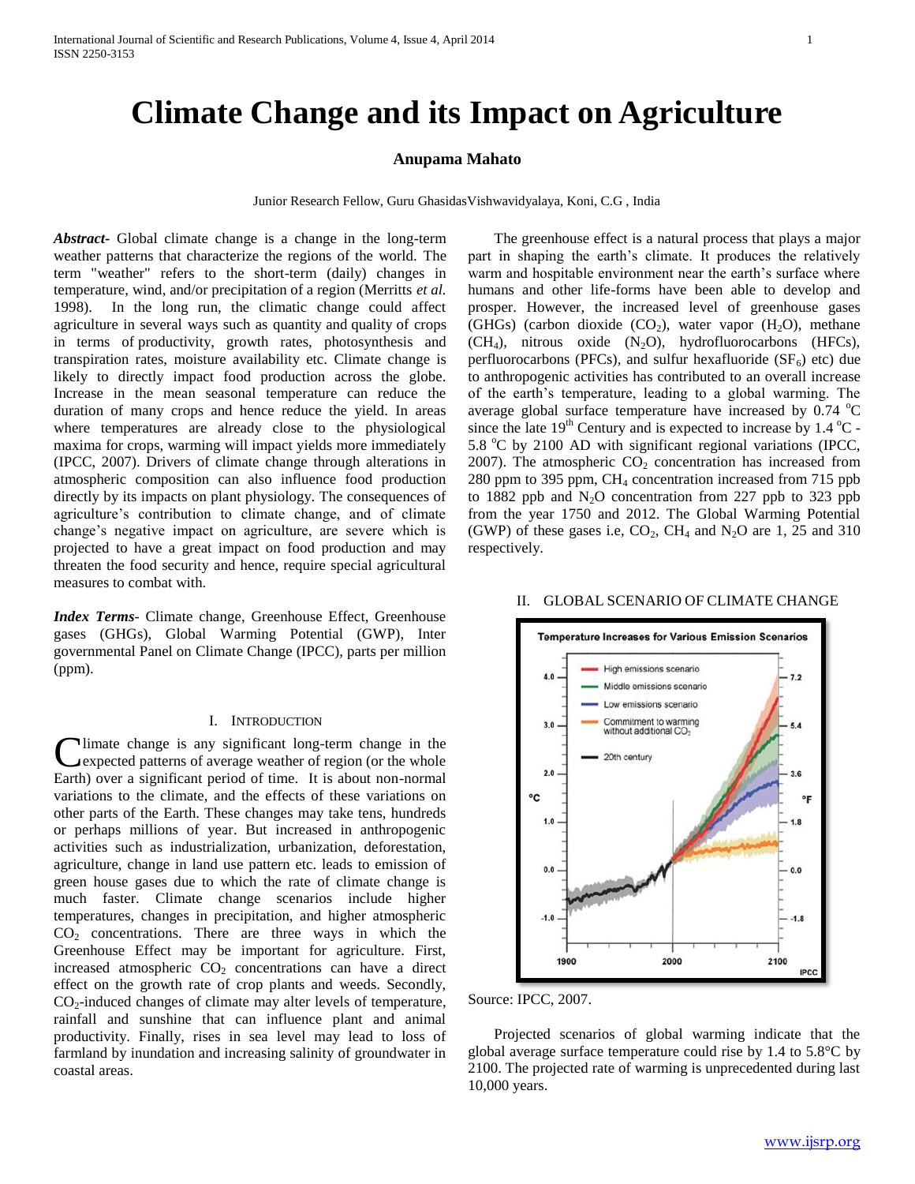# Climate Change and its Impact on Agriculture

**Anupama Mahato**

Junior Research Fellow, Guru GhasidasVishwavidyalaya, Koni, C.G , India

***Abstract*-** Global climate change is a change in the long-term weather patterns that characterize the regions of the world. The term "weather" refers to the short-term (daily) changes in temperature, wind, and/or precipitation of a region (Merritts *et al.* 1998). In the long run, the climatic change could affect agriculture in several ways such as quantity and quality of crops in terms of productivity, growth rates, photosynthesis and transpiration rates, moisture availability etc. Climate change is likely to directly impact food production across the globe. Increase in the mean seasonal temperature can reduce the duration of many crops and hence reduce the yield. In areas where temperatures are already close to the physiological maxima for crops, warming will impact yields more immediately (IPCC, 2007). Drivers of climate change through alterations in atmospheric composition can also influence food production directly by its impacts on plant physiology. The consequences of agriculture's contribution to climate change, and of climate change's negative impact on agriculture, are severe which is projected to have a great impact on food production and may threaten the food security and hence, require special agricultural measures to combat with.

***Index Terms*-** Climate change, Greenhouse Effect, Greenhouse gases (GHGs), Global Warming Potential (GWP), Inter governmental Panel on Climate Change (IPCC), parts per million (ppm).

## I. Introduction

Climate change is any significant long-term change in the expected patterns of average weather of region (or the whole Earth) over a significant period of time. It is about non-normal variations to the climate, and the effects of these variations on other parts of the Earth. These changes may take tens, hundreds or perhaps millions of year. But increased in anthropogenic activities such as industrialization, urbanization, deforestation, agriculture, change in land use pattern etc. leads to emission of green house gases due to which the rate of climate change is much faster. Climate change scenarios include higher temperatures, changes in precipitation, and higher atmospheric $CO_2$ concentrations. There are three ways in which the Greenhouse Effect may be important for agriculture. First, increased atmospheric $CO_2$ concentrations can have a direct effect on the growth rate of crop plants and weeds. Secondly, $CO_2$-induced changes of climate may alter levels of temperature, rainfall and sunshine that can influence plant and animal productivity. Finally, rises in sea level may lead to loss of farmland by inundation and increasing salinity of groundwater in coastal areas.

The greenhouse effect is a natural process that plays a major part in shaping the earth's climate. It produces the relatively warm and hospitable environment near the earth's surface where humans and other life-forms have been able to develop and prosper. However, the increased level of greenhouse gases (GHGs) (carbon dioxide ($CO_2$), water vapor ($H_2O$), methane ($CH_4$), nitrous oxide ($N_2O$), hydrofluorocarbons (HFCs), perfluorocarbons (PFCs), and sulfur hexafluoride ($SF_6$) etc) due to anthropogenic activities has contributed to an overall increase of the earth's temperature, leading to a global warming. The average global surface temperature have increased by 0.74 $^{o}$C since the late 19$^{th}$ Century and is expected to increase by 1.4 $^{o}$C - 5.8 $^{o}$C by 2100 AD with significant regional variations (IPCC, 2007). The atmospheric $CO_2$ concentration has increased from 280 ppm to 395 ppm, $CH_4$ concentration increased from 715 ppb to 1882 ppb and $N_2O$ concentration from 227 ppb to 323 ppb from the year 1750 and 2012. The Global Warming Potential (GWP) of these gases i.e, $CO_2$, $CH_4$ and $N_2O$ are 1, 25 and 310 respectively.

## II. Global Scenario of Climate Change

Source: IPCC, 2007.

Projected scenarios of global warming indicate that the global average surface temperature could rise by 1.4 to 5.8°C by 2100. The projected rate of warming is unprecedented during last 10,000 years.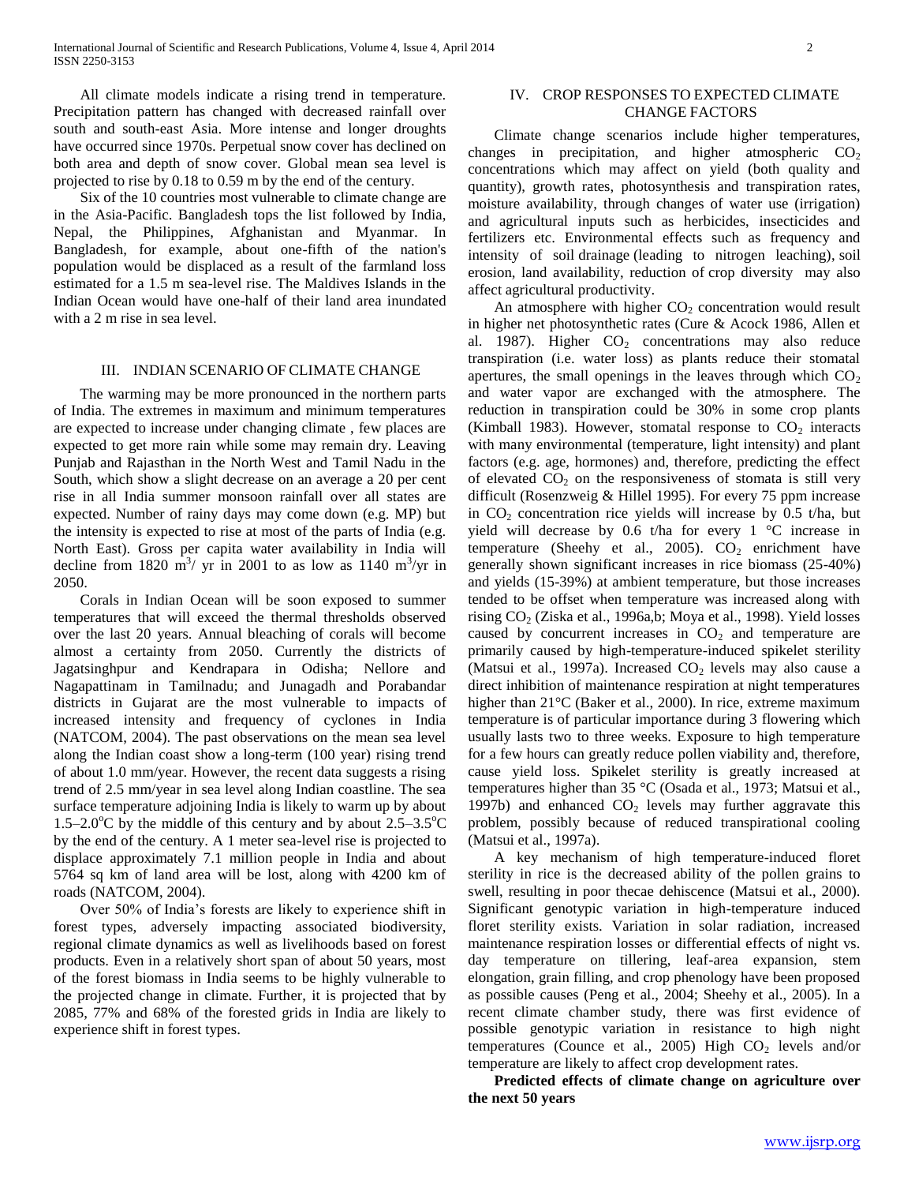All climate models indicate a rising trend in temperature. Precipitation pattern has changed with decreased rainfall over south and south-east Asia. More intense and longer droughts have occurred since 1970s. Perpetual snow cover has declined on both area and depth of snow cover. Global mean sea level is projected to rise by 0.18 to 0.59 m by the end of the century.

Six of the 10 countries most vulnerable to climate change are in the Asia-Pacific. Bangladesh tops the list followed by India, Nepal, the Philippines, Afghanistan and Myanmar. In Bangladesh, for example, about one-fifth of the nation's population would be displaced as a result of the farmland loss estimated for a 1.5 m sea-level rise. The Maldives Islands in the Indian Ocean would have one-half of their land area inundated with a 2 m rise in sea level.

## III. Indian Scenario of Climate Change

The warming may be more pronounced in the northern parts of India. The extremes in maximum and minimum temperatures are expected to increase under changing climate , few places are expected to get more rain while some may remain dry. Leaving Punjab and Rajasthan in the North West and Tamil Nadu in the South, which show a slight decrease on an average a 20 per cent rise in all India summer monsoon rainfall over all states are expected. Number of rainy days may come down (e.g. MP) but the intensity is expected to rise at most of the parts of India (e.g. North East). Gross per capita water availability in India will decline from 1820 $m^3$/ yr in 2001 to as low as 1140 $m^3$/yr in 2050.

Corals in Indian Ocean will be soon exposed to summer temperatures that will exceed the thermal thresholds observed over the last 20 years. Annual bleaching of corals will become almost a certainty from 2050. Currently the districts of Jagatsinghpur and Kendrapara in Odisha; Nellore and Nagapattinam in Tamilnadu; and Junagadh and Porabandar districts in Gujarat are the most vulnerable to impacts of increased intensity and frequency of cyclones in India (NATCOM, 2004). The past observations on the mean sea level along the Indian coast show a long-term (100 year) rising trend of about 1.0 mm/year. However, the recent data suggests a rising trend of 2.5 mm/year in sea level along Indian coastline. The sea surface temperature adjoining India is likely to warm up by about 1.5–2.0$^o$C by the middle of this century and by about 2.5–3.5$^o$C by the end of the century. A 1 meter sea-level rise is projected to displace approximately 7.1 million people in India and about 5764 sq km of land area will be lost, along with 4200 km of roads (NATCOM, 2004).

Over 50% of India's forests are likely to experience shift in forest types, adversely impacting associated biodiversity, regional climate dynamics as well as livelihoods based on forest products. Even in a relatively short span of about 50 years, most of the forest biomass in India seems to be highly vulnerable to the projected change in climate. Further, it is projected that by 2085, 77% and 68% of the forested grids in India are likely to experience shift in forest types.

## IV. Crop Responses to Expected Climate Change Factors

Climate change scenarios include higher temperatures, changes in precipitation, and higher atmospheric $CO_2$ concentrations which may affect on yield (both quality and quantity), growth rates, photosynthesis and transpiration rates, moisture availability, through changes of water use (irrigation) and agricultural inputs such as herbicides, insecticides and fertilizers etc. Environmental effects such as frequency and intensity of soil drainage (leading to nitrogen leaching), soil erosion, land availability, reduction of crop diversity may also affect agricultural productivity.

An atmosphere with higher $CO_2$ concentration would result in higher net photosynthetic rates (Cure & Acock 1986, Allen et al. 1987). Higher $CO_2$ concentrations may also reduce transpiration (i.e. water loss) as plants reduce their stomatal apertures, the small openings in the leaves through which $CO_2$ and water vapor are exchanged with the atmosphere. The reduction in transpiration could be 30% in some crop plants (Kimball 1983). However, stomatal response to $CO_2$ interacts with many environmental (temperature, light intensity) and plant factors (e.g. age, hormones) and, therefore, predicting the effect of elevated $CO_2$ on the responsiveness of stomata is still very difficult (Rosenzweig & Hillel 1995). For every 75 ppm increase in $CO_2$ concentration rice yields will increase by 0.5 t/ha, but yield will decrease by 0.6 t/ha for every 1 °C increase in temperature (Sheehy et al., 2005). $CO_2$ enrichment have generally shown significant increases in rice biomass (25-40%) and yields (15-39%) at ambient temperature, but those increases tended to be offset when temperature was increased along with rising $CO_2$ (Ziska et al., 1996a,b; Moya et al., 1998). Yield losses caused by concurrent increases in $CO_2$ and temperature are primarily caused by high-temperature-induced spikelet sterility (Matsui et al., 1997a). Increased $CO_2$ levels may also cause a direct inhibition of maintenance respiration at night temperatures higher than 21°C (Baker et al., 2000). In rice, extreme maximum temperature is of particular importance during 3 flowering which usually lasts two to three weeks. Exposure to high temperature for a few hours can greatly reduce pollen viability and, therefore, cause yield loss. Spikelet sterility is greatly increased at temperatures higher than 35 °C (Osada et al., 1973; Matsui et al., 1997b) and enhanced $CO_2$ levels may further aggravate this problem, possibly because of reduced transpirational cooling (Matsui et al., 1997a).

A key mechanism of high temperature-induced floret sterility in rice is the decreased ability of the pollen grains to swell, resulting in poor thecae dehiscence (Matsui et al., 2000). Significant genotypic variation in high-temperature induced floret sterility exists. Variation in solar radiation, increased maintenance respiration losses or differential effects of night vs. day temperature on tillering, leaf-area expansion, stem elongation, grain filling, and crop phenology have been proposed as possible causes (Peng et al., 2004; Sheehy et al., 2005). In a recent climate chamber study, there was first evidence of possible genotypic variation in resistance to high night temperatures (Counce et al., 2005) High $CO_2$ levels and/or temperature are likely to affect crop development rates.

**Predicted effects of climate change on agriculture over the next 50 years**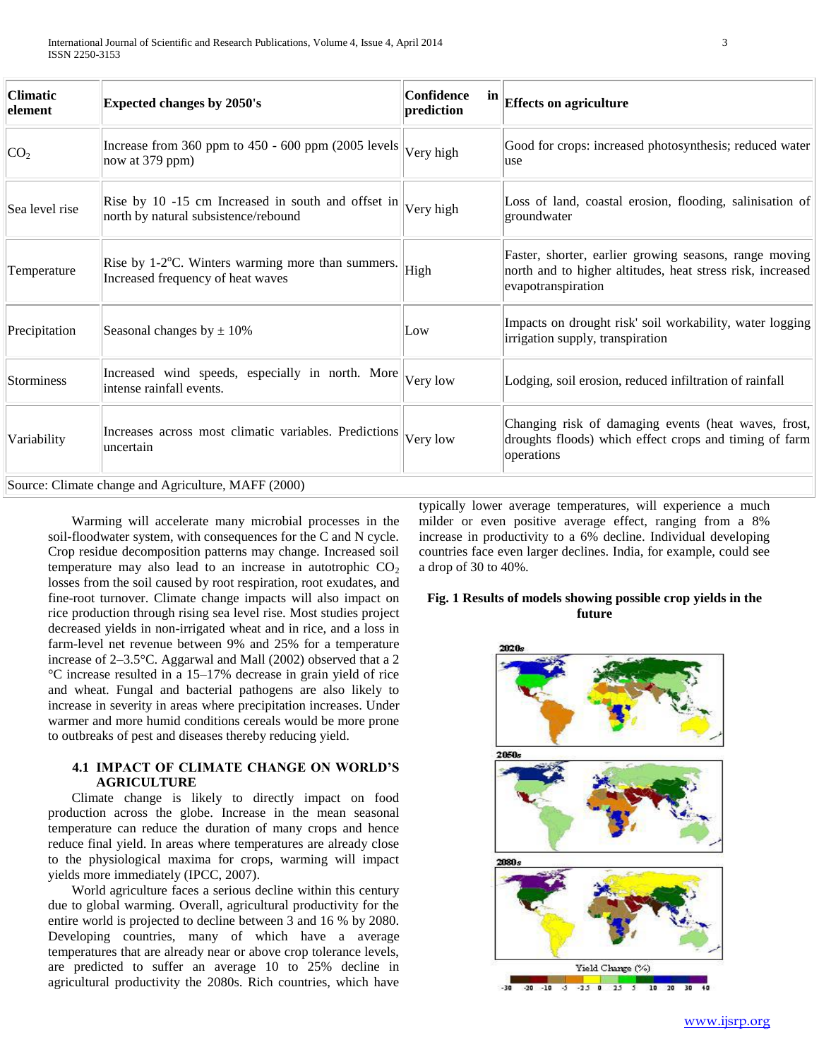| Climatic element | Expected changes by 2050's | Confidence in prediction | Effects on agriculture |
|---|---|---|---|
| $CO_2$ | Increase from 360 ppm to 450 - 600 ppm (2005 levels now at 379 ppm) | Very high | Good for crops: increased photosynthesis; reduced water use |
| Sea level rise | Rise by 10 -15 cm Increased in south and offset in north by natural subsistence/rebound | Very high | Loss of land, coastal erosion, flooding, salinisation of groundwater |
| Temperature | Rise by 1-2°C. Winters warming more than summers. Increased frequency of heat waves | High | Faster, shorter, earlier growing seasons, range moving north and to higher altitudes, heat stress risk, increased evapotranspiration |
| Precipitation | Seasonal changes by ± 10% | Low | Impacts on drought risk' soil workability, water logging irrigation supply, transpiration |
| Storminess | Increased wind speeds, especially in north. More intense rainfall events. | Very low | Lodging, soil erosion, reduced infiltration of rainfall |
| Variability | Increases across most climatic variables. Predictions uncertain | Very low | Changing risk of damaging events (heat waves, frost, droughts floods) which effect crops and timing of farm operations |

Source: Climate change and Agriculture, MAFF (2000)

Warming will accelerate many microbial processes in the soil-floodwater system, with consequences for the C and N cycle. Crop residue decomposition patterns may change. Increased soil temperature may also lead to an increase in autotrophic $CO_2$ losses from the soil caused by root respiration, root exudates, and fine-root turnover. Climate change impacts will also impact on rice production through rising sea level rise. Most studies project decreased yields in non-irrigated wheat and in rice, and a loss in farm-level net revenue between 9% and 25% for a temperature increase of 2–3.5°C. Aggarwal and Mall (2002) observed that a 2 °C increase resulted in a 15–17% decrease in grain yield of rice and wheat. Fungal and bacterial pathogens are also likely to increase in severity in areas where precipitation increases. Under warmer and more humid conditions cereals would be more prone to outbreaks of pest and diseases thereby reducing yield.

### 4.1 IMPACT OF CLIMATE CHANGE ON WORLD'S AGRICULTURE

Climate change is likely to directly impact on food production across the globe. Increase in the mean seasonal temperature can reduce the duration of many crops and hence reduce final yield. In areas where temperatures are already close to the physiological maxima for crops, warming will impact yields more immediately (IPCC, 2007).

World agriculture faces a serious decline within this century due to global warming. Overall, agricultural productivity for the entire world is projected to decline between 3 and 16 % by 2080. Developing countries, many of which have a average temperatures that are already near or above crop tolerance levels, are predicted to suffer an average 10 to 25% decline in agricultural productivity the 2080s. Rich countries, which have typically lower average temperatures, will experience a much milder or even positive average effect, ranging from a 8% increase in productivity to a 6% decline. Individual developing countries face even larger declines. India, for example, could see a drop of 30 to 40%.

**Fig. 1 Results of models showing possible crop yields in the future**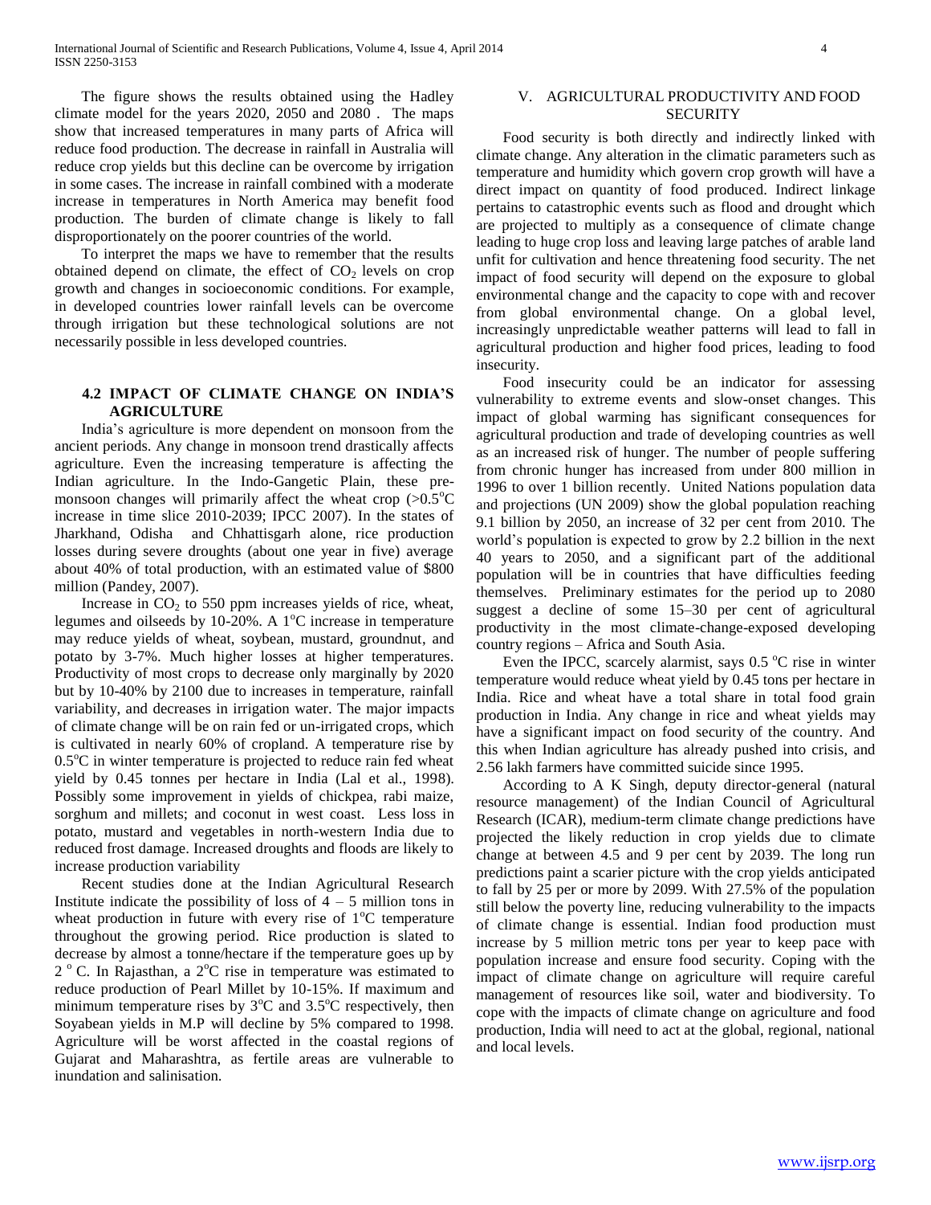The figure shows the results obtained using the Hadley climate model for the years 2020, 2050 and 2080 . The maps show that increased temperatures in many parts of Africa will reduce food production. The decrease in rainfall in Australia will reduce crop yields but this decline can be overcome by irrigation in some cases. The increase in rainfall combined with a moderate increase in temperatures in North America may benefit food production. The burden of climate change is likely to fall disproportionately on the poorer countries of the world.

To interpret the maps we have to remember that the results obtained depend on climate, the effect of $CO_2$ levels on crop growth and changes in socioeconomic conditions. For example, in developed countries lower rainfall levels can be overcome through irrigation but these technological solutions are not necessarily possible in less developed countries.

### 4.2 IMPACT OF CLIMATE CHANGE ON INDIA'S AGRICULTURE

India's agriculture is more dependent on monsoon from the ancient periods. Any change in monsoon trend drastically affects agriculture. Even the increasing temperature is affecting the Indian agriculture. In the Indo-Gangetic Plain, these pre-monsoon changes will primarily affect the wheat crop (>0.5°C increase in time slice 2010-2039; IPCC 2007). In the states of Jharkhand, Odisha and Chhattisgarh alone, rice production losses during severe droughts (about one year in five) average about 40% of total production, with an estimated value of $800 million (Pandey, 2007).

Increase in $CO_2$ to 550 ppm increases yields of rice, wheat, legumes and oilseeds by 10-20%. A 1°C increase in temperature may reduce yields of wheat, soybean, mustard, groundnut, and potato by 3-7%. Much higher losses at higher temperatures. Productivity of most crops to decrease only marginally by 2020 but by 10-40% by 2100 due to increases in temperature, rainfall variability, and decreases in irrigation water. The major impacts of climate change will be on rain fed or un-irrigated crops, which is cultivated in nearly 60% of cropland. A temperature rise by 0.5°C in winter temperature is projected to reduce rain fed wheat yield by 0.45 tonnes per hectare in India (Lal et al., 1998). Possibly some improvement in yields of chickpea, rabi maize, sorghum and millets; and coconut in west coast. Less loss in potato, mustard and vegetables in north-western India due to reduced frost damage. Increased droughts and floods are likely to increase production variability

Recent studies done at the Indian Agricultural Research Institute indicate the possibility of loss of 4 – 5 million tons in wheat production in future with every rise of 1°C temperature throughout the growing period. Rice production is slated to decrease by almost a tonne/hectare if the temperature goes up by 2 °C. In Rajasthan, a 2°C rise in temperature was estimated to reduce production of Pearl Millet by 10-15%. If maximum and minimum temperature rises by 3°C and 3.5°C respectively, then Soyabean yields in M.P will decline by 5% compared to 1998. Agriculture will be worst affected in the coastal regions of Gujarat and Maharashtra, as fertile areas are vulnerable to inundation and salinisation.

## V. AGRICULTURAL PRODUCTIVITY AND FOOD SECURITY

Food security is both directly and indirectly linked with climate change. Any alteration in the climatic parameters such as temperature and humidity which govern crop growth will have a direct impact on quantity of food produced. Indirect linkage pertains to catastrophic events such as flood and drought which are projected to multiply as a consequence of climate change leading to huge crop loss and leaving large patches of arable land unfit for cultivation and hence threatening food security. The net impact of food security will depend on the exposure to global environmental change and the capacity to cope with and recover from global environmental change. On a global level, increasingly unpredictable weather patterns will lead to fall in agricultural production and higher food prices, leading to food insecurity.

Food insecurity could be an indicator for assessing vulnerability to extreme events and slow-onset changes. This impact of global warming has significant consequences for agricultural production and trade of developing countries as well as an increased risk of hunger. The number of people suffering from chronic hunger has increased from under 800 million in 1996 to over 1 billion recently. United Nations population data and projections (UN 2009) show the global population reaching 9.1 billion by 2050, an increase of 32 per cent from 2010. The world's population is expected to grow by 2.2 billion in the next 40 years to 2050, and a significant part of the additional population will be in countries that have difficulties feeding themselves. Preliminary estimates for the period up to 2080 suggest a decline of some 15–30 per cent of agricultural productivity in the most climate-change-exposed developing country regions – Africa and South Asia.

Even the IPCC, scarcely alarmist, says 0.5 °C rise in winter temperature would reduce wheat yield by 0.45 tons per hectare in India. Rice and wheat have a total share in total food grain production in India. Any change in rice and wheat yields may have a significant impact on food security of the country. And this when Indian agriculture has already pushed into crisis, and 2.56 lakh farmers have committed suicide since 1995.

According to A K Singh, deputy director-general (natural resource management) of the Indian Council of Agricultural Research (ICAR), medium-term climate change predictions have projected the likely reduction in crop yields due to climate change at between 4.5 and 9 per cent by 2039. The long run predictions paint a scarier picture with the crop yields anticipated to fall by 25 per or more by 2099. With 27.5% of the population still below the poverty line, reducing vulnerability to the impacts of climate change is essential. Indian food production must increase by 5 million metric tons per year to keep pace with population increase and ensure food security. Coping with the impact of climate change on agriculture will require careful management of resources like soil, water and biodiversity. To cope with the impacts of climate change on agriculture and food production, India will need to act at the global, regional, national and local levels.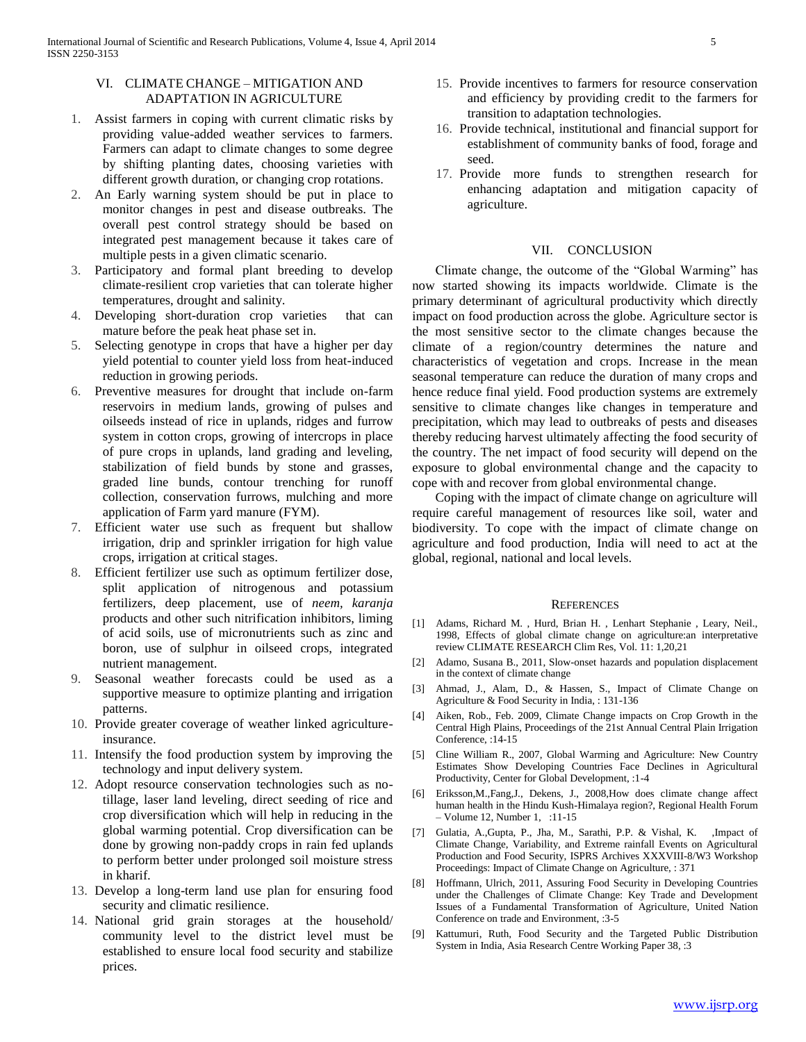## VI. CLIMATE CHANGE – MITIGATION AND ADAPTATION IN AGRICULTURE

1. Assist farmers in coping with current climatic risks by providing value-added weather services to farmers. Farmers can adapt to climate changes to some degree by shifting planting dates, choosing varieties with different growth duration, or changing crop rotations.
2. An Early warning system should be put in place to monitor changes in pest and disease outbreaks. The overall pest control strategy should be based on integrated pest management because it takes care of multiple pests in a given climatic scenario.
3. Participatory and formal plant breeding to develop climate-resilient crop varieties that can tolerate higher temperatures, drought and salinity.
4. Developing short-duration crop varieties that can mature before the peak heat phase set in.
5. Selecting genotype in crops that have a higher per day yield potential to counter yield loss from heat-induced reduction in growing periods.
6. Preventive measures for drought that include on-farm reservoirs in medium lands, growing of pulses and oilseeds instead of rice in uplands, ridges and furrow system in cotton crops, growing of intercrops in place of pure crops in uplands, land grading and leveling, stabilization of field bunds by stone and grasses, graded line bunds, contour trenching for runoff collection, conservation furrows, mulching and more application of Farm yard manure (FYM).
7. Efficient water use such as frequent but shallow irrigation, drip and sprinkler irrigation for high value crops, irrigation at critical stages.
8. Efficient fertilizer use such as optimum fertilizer dose, split application of nitrogenous and potassium fertilizers, deep placement, use of *neem*, *karanja* products and other such nitrification inhibitors, liming of acid soils, use of micronutrients such as zinc and boron, use of sulphur in oilseed crops, integrated nutrient management.
9. Seasonal weather forecasts could be used as a supportive measure to optimize planting and irrigation patterns.
10. Provide greater coverage of weather linked agriculture-insurance.
11. Intensify the food production system by improving the technology and input delivery system.
12. Adopt resource conservation technologies such as no-tillage, laser land leveling, direct seeding of rice and crop diversification which will help in reducing in the global warming potential. Crop diversification can be done by growing non-paddy crops in rain fed uplands to perform better under prolonged soil moisture stress in kharif.
13. Develop a long-term land use plan for ensuring food security and climatic resilience.
14. National grid grain storages at the household/ community level to the district level must be established to ensure local food security and stabilize prices.
15. Provide incentives to farmers for resource conservation and efficiency by providing credit to the farmers for transition to adaptation technologies.
16. Provide technical, institutional and financial support for establishment of community banks of food, forage and seed.
17. Provide more funds to strengthen research for enhancing adaptation and mitigation capacity of agriculture.

## VII. CONCLUSION

Climate change, the outcome of the "Global Warming" has now started showing its impacts worldwide. Climate is the primary determinant of agricultural productivity which directly impact on food production across the globe. Agriculture sector is the most sensitive sector to the climate changes because the climate of a region/country determines the nature and characteristics of vegetation and crops. Increase in the mean seasonal temperature can reduce the duration of many crops and hence reduce final yield. Food production systems are extremely sensitive to climate changes like changes in temperature and precipitation, which may lead to outbreaks of pests and diseases thereby reducing harvest ultimately affecting the food security of the country. The net impact of food security will depend on the exposure to global environmental change and the capacity to cope with and recover from global environmental change.

Coping with the impact of climate change on agriculture will require careful management of resources like soil, water and biodiversity. To cope with the impact of climate change on agriculture and food production, India will need to act at the global, regional, national and local levels.

## REFERENCES

[1] Adams, Richard M. , Hurd, Brian H. , Lenhart Stephanie , Leary, Neil., 1998, Effects of global climate change on agriculture:an interpretative review CLIMATE RESEARCH Clim Res, Vol. 11: 1,20,21

[2] Adamo, Susana B., 2011, Slow-onset hazards and population displacement in the context of climate change

[3] Ahmad, J., Alam, D., & Hassen, S., Impact of Climate Change on Agriculture & Food Security in India, : 131-136

[4] Aiken, Rob., Feb. 2009, Climate Change impacts on Crop Growth in the Central High Plains, Proceedings of the 21st Annual Central Plain Irrigation Conference, :14-15

[5] Cline William R., 2007, Global Warming and Agriculture: New Country Estimates Show Developing Countries Face Declines in Agricultural Productivity, Center for Global Development, :1-4

[6] Eriksson,M.,Fang,J., Dekens, J., 2008,How does climate change affect human health in the Hindu Kush-Himalaya region?, Regional Health Forum – Volume 12, Number 1, :11-15

[7] Gulatia, A.,Gupta, P., Jha, M., Sarathi, P.P. & Vishal, K. ,Impact of Climate Change, Variability, and Extreme rainfall Events on Agricultural Production and Food Security, ISPRS Archives XXXVIII-8/W3 Workshop Proceedings: Impact of Climate Change on Agriculture, : 371

[8] Hoffmann, Ulrich, 2011, Assuring Food Security in Developing Countries under the Challenges of Climate Change: Key Trade and Development Issues of a Fundamental Transformation of Agriculture, United Nation Conference on trade and Environment, :3-5

[9] Kattumuri, Ruth, Food Security and the Targeted Public Distribution System in India, Asia Research Centre Working Paper 38, :3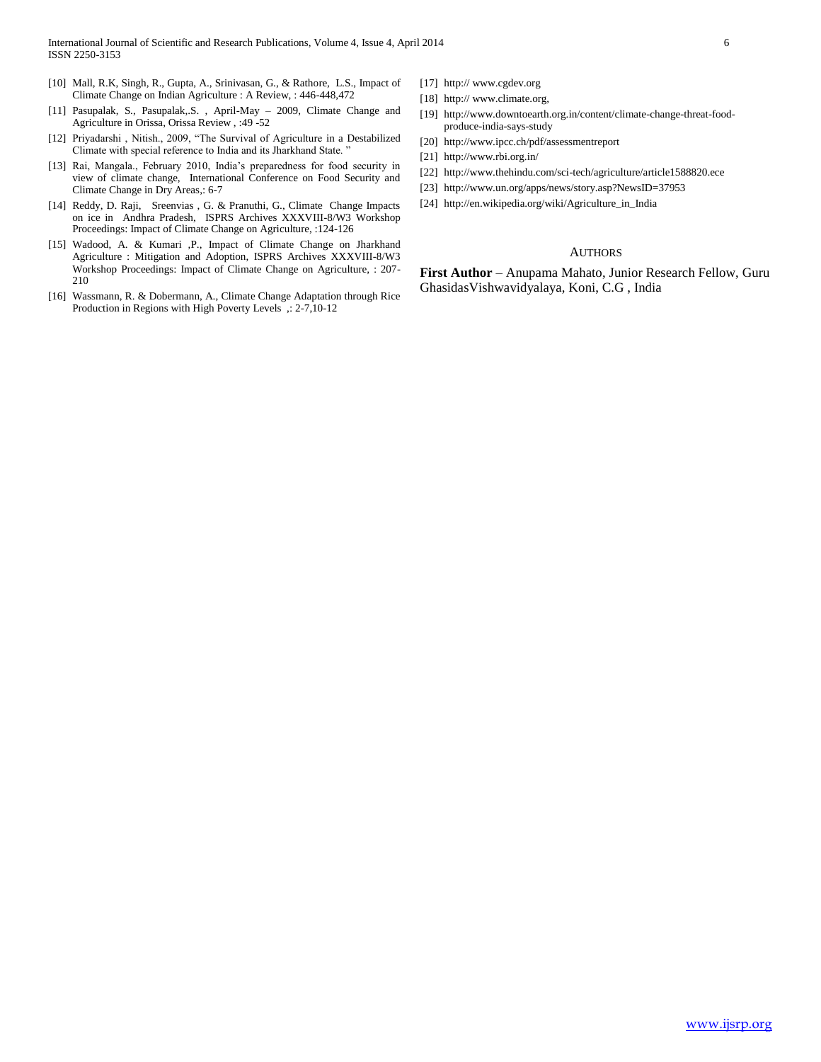[10] Mall, R.K, Singh, R., Gupta, A., Srinivasan, G., & Rathore, L.S., Impact of Climate Change on Indian Agriculture : A Review, : 446-448,472

[11] Pasupalak, S., Pasupalak,.S. , April-May – 2009, Climate Change and Agriculture in Orissa, Orissa Review , :49 -52

[12] Priyadarshi , Nitish., 2009, "The Survival of Agriculture in a Destabilized Climate with special reference to India and its Jharkhand State. "

[13] Rai, Mangala., February 2010, India's preparedness for food security in view of climate change, International Conference on Food Security and Climate Change in Dry Areas,: 6-7

[14] Reddy, D. Raji, Sreenvias , G. & Pranuthi, G., Climate Change Impacts on ice in Andhra Pradesh, ISPRS Archives XXXVIII-8/W3 Workshop Proceedings: Impact of Climate Change on Agriculture, :124-126

[15] Wadood, A. & Kumari ,P., Impact of Climate Change on Jharkhand Agriculture : Mitigation and Adoption, ISPRS Archives XXXVIII-8/W3 Workshop Proceedings: Impact of Climate Change on Agriculture, : 207-210

[16] Wassmann, R. & Dobermann, A., Climate Change Adaptation through Rice Production in Regions with High Poverty Levels ,: 2-7,10-12

[17] http:// www.cgdev.org

[18] http:// www.climate.org,

[19] http://www.downtoearth.org.in/content/climate-change-threat-food-produce-india-says-study

[20] http://www.ipcc.ch/pdf/assessmentreport

[21] http://www.rbi.org.in/

[22] http://www.thehindu.com/sci-tech/agriculture/article1588820.ece

[23] http://www.un.org/apps/news/story.asp?NewsID=37953

[24] http://en.wikipedia.org/wiki/Agriculture_in_India

## AUTHORS

**First Author** – Anupama Mahato, Junior Research Fellow, Guru GhasidasVishwavidyalaya, Koni, C.G , India